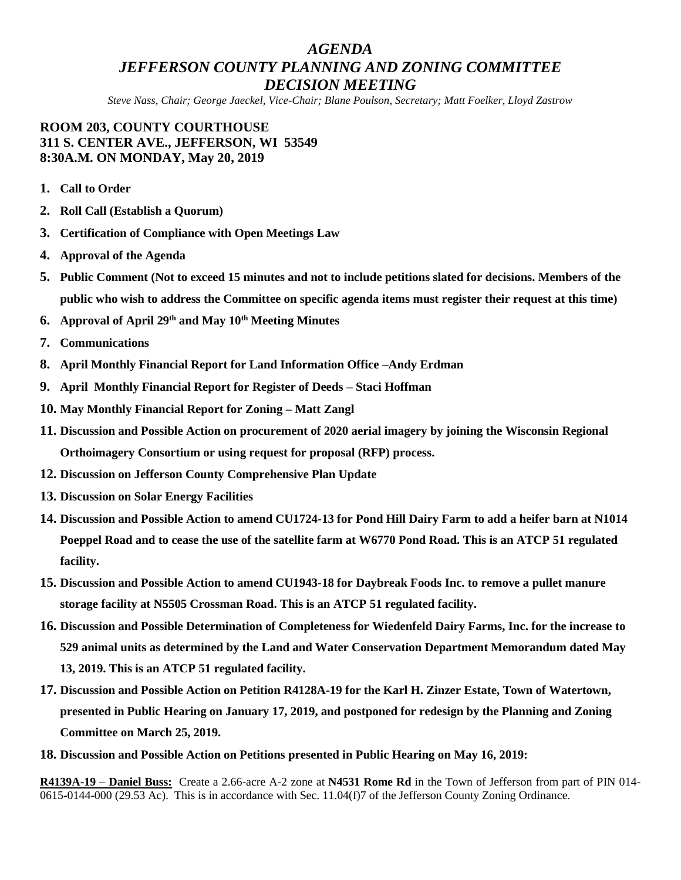# *AGENDA*
# *JEFFERSON COUNTY PLANNING AND ZONING COMMITTEE*
# *DECISION MEETING*

*Steve Nass, Chair; George Jaeckel, Vice-Chair; Blane Poulson, Secretary; Matt Foelker, Lloyd Zastrow*

**ROOM 203, COUNTY COURTHOUSE**
**311 S. CENTER AVE., JEFFERSON, WI 53549**
**8:30A.M. ON MONDAY, May 20, 2019**

1. **Call to Order**
2. **Roll Call (Establish a Quorum)**
3. **Certification of Compliance with Open Meetings Law**
4. **Approval of the Agenda**
5. **Public Comment (Not to exceed 15 minutes and not to include petitions slated for decisions. Members of the public who wish to address the Committee on specific agenda items must register their request at this time)**
6. **Approval of April 29th and May 10th Meeting Minutes**
7. **Communications**
8. **April Monthly Financial Report for Land Information Office –Andy Erdman**
9. **April Monthly Financial Report for Register of Deeds – Staci Hoffman**
10. **May Monthly Financial Report for Zoning – Matt Zangl**
11. **Discussion and Possible Action on procurement of 2020 aerial imagery by joining the Wisconsin Regional Orthoimagery Consortium or using request for proposal (RFP) process.**
12. **Discussion on Jefferson County Comprehensive Plan Update**
13. **Discussion on Solar Energy Facilities**
14. **Discussion and Possible Action to amend CU1724-13 for Pond Hill Dairy Farm to add a heifer barn at N1014 Poeppel Road and to cease the use of the satellite farm at W6770 Pond Road. This is an ATCP 51 regulated facility.**
15. **Discussion and Possible Action to amend CU1943-18 for Daybreak Foods Inc. to remove a pullet manure storage facility at N5505 Crossman Road. This is an ATCP 51 regulated facility.**
16. **Discussion and Possible Determination of Completeness for Wiedenfeld Dairy Farms, Inc. for the increase to 529 animal units as determined by the Land and Water Conservation Department Memorandum dated May 13, 2019. This is an ATCP 51 regulated facility.**
17. **Discussion and Possible Action on Petition R4128A-19 for the Karl H. Zinzer Estate, Town of Watertown, presented in Public Hearing on January 17, 2019, and postponed for redesign by the Planning and Zoning Committee on March 25, 2019.**
18. **Discussion and Possible Action on Petitions presented in Public Hearing on May 16, 2019:**

**R4139A-19 – Daniel Buss:** Create a 2.66-acre A-2 zone at **N4531 Rome Rd** in the Town of Jefferson from part of PIN 014-0615-0144-000 (29.53 Ac). This is in accordance with Sec. 11.04(f)7 of the Jefferson County Zoning Ordinance.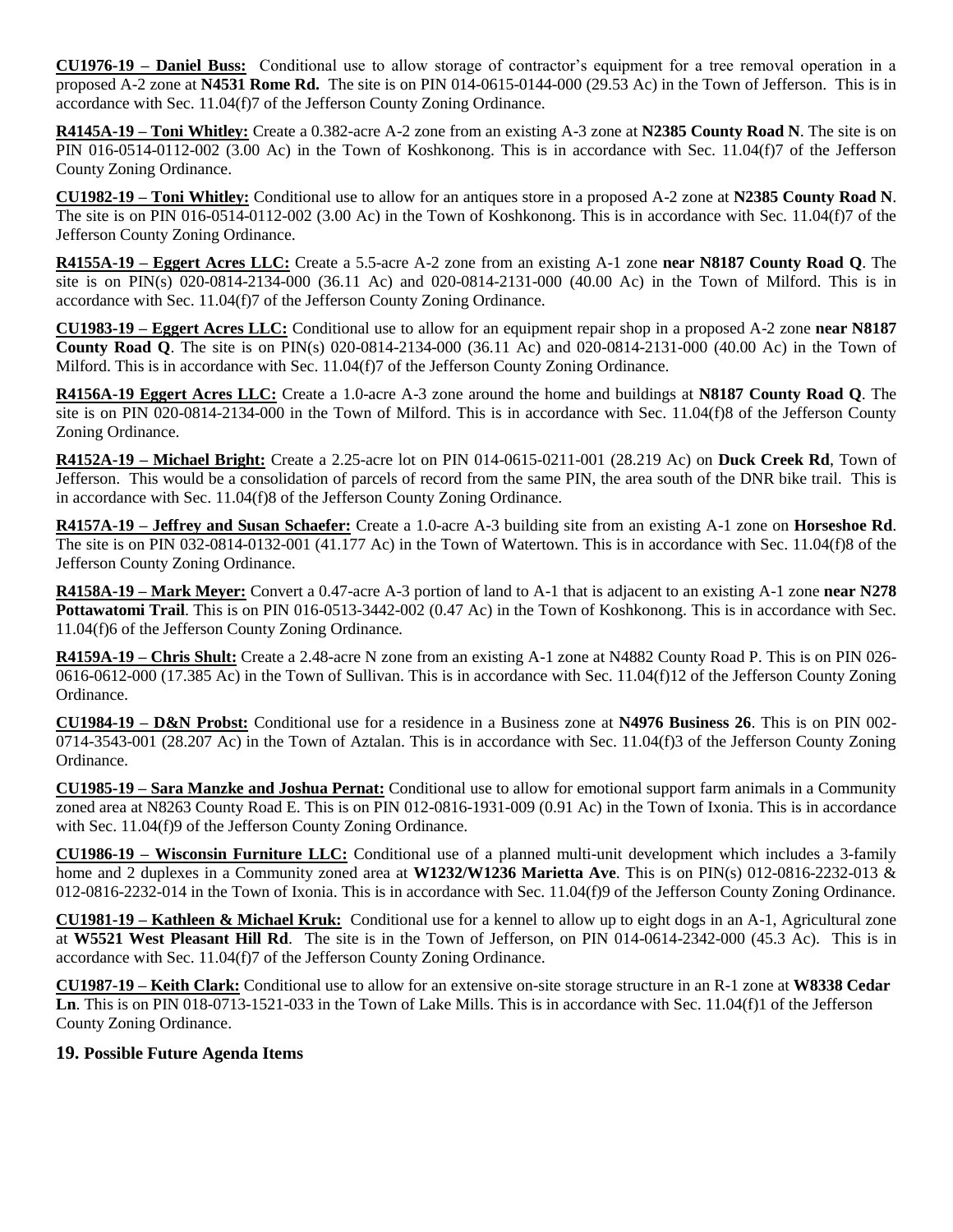**CU1976-19 – Daniel Buss:** Conditional use to allow storage of contractor's equipment for a tree removal operation in a proposed A-2 zone at **N4531 Rome Rd.** The site is on PIN 014-0615-0144-000 (29.53 Ac) in the Town of Jefferson. This is in accordance with Sec. 11.04(f)7 of the Jefferson County Zoning Ordinance.

**R4145A-19 – Toni Whitley:** Create a 0.382-acre A-2 zone from an existing A-3 zone at **N2385 County Road N**. The site is on PIN 016-0514-0112-002 (3.00 Ac) in the Town of Koshkonong. This is in accordance with Sec. 11.04(f)7 of the Jefferson County Zoning Ordinance.

**CU1982-19 – Toni Whitley:** Conditional use to allow for an antiques store in a proposed A-2 zone at **N2385 County Road N**. The site is on PIN 016-0514-0112-002 (3.00 Ac) in the Town of Koshkonong. This is in accordance with Sec. 11.04(f)7 of the Jefferson County Zoning Ordinance.

**R4155A-19 – Eggert Acres LLC:** Create a 5.5-acre A-2 zone from an existing A-1 zone **near N8187 County Road Q**. The site is on PIN(s) 020-0814-2134-000 (36.11 Ac) and 020-0814-2131-000 (40.00 Ac) in the Town of Milford. This is in accordance with Sec. 11.04(f)7 of the Jefferson County Zoning Ordinance.

**CU1983-19 – Eggert Acres LLC:** Conditional use to allow for an equipment repair shop in a proposed A-2 zone **near N8187 County Road Q**. The site is on PIN(s) 020-0814-2134-000 (36.11 Ac) and 020-0814-2131-000 (40.00 Ac) in the Town of Milford. This is in accordance with Sec. 11.04(f)7 of the Jefferson County Zoning Ordinance.

**R4156A-19 Eggert Acres LLC:** Create a 1.0-acre A-3 zone around the home and buildings at **N8187 County Road Q**. The site is on PIN 020-0814-2134-000 in the Town of Milford. This is in accordance with Sec. 11.04(f)8 of the Jefferson County Zoning Ordinance.

**R4152A-19 – Michael Bright:** Create a 2.25-acre lot on PIN 014-0615-0211-001 (28.219 Ac) on **Duck Creek Rd**, Town of Jefferson. This would be a consolidation of parcels of record from the same PIN, the area south of the DNR bike trail. This is in accordance with Sec. 11.04(f)8 of the Jefferson County Zoning Ordinance.

**R4157A-19 – Jeffrey and Susan Schaefer:** Create a 1.0-acre A-3 building site from an existing A-1 zone on **Horseshoe Rd**. The site is on PIN 032-0814-0132-001 (41.177 Ac) in the Town of Watertown. This is in accordance with Sec. 11.04(f)8 of the Jefferson County Zoning Ordinance.

**R4158A-19 – Mark Meyer:** Convert a 0.47-acre A-3 portion of land to A-1 that is adjacent to an existing A-1 zone **near N278 Pottawatomi Trail**. This is on PIN 016-0513-3442-002 (0.47 Ac) in the Town of Koshkonong. This is in accordance with Sec. 11.04(f)6 of the Jefferson County Zoning Ordinance.

**R4159A-19 – Chris Shult:** Create a 2.48-acre N zone from an existing A-1 zone at N4882 County Road P. This is on PIN 026-0616-0612-000 (17.385 Ac) in the Town of Sullivan. This is in accordance with Sec. 11.04(f)12 of the Jefferson County Zoning Ordinance.

**CU1984-19 – D&N Probst:** Conditional use for a residence in a Business zone at **N4976 Business 26**. This is on PIN 002-0714-3543-001 (28.207 Ac) in the Town of Aztalan. This is in accordance with Sec. 11.04(f)3 of the Jefferson County Zoning Ordinance.

**CU1985-19 – Sara Manzke and Joshua Pernat:** Conditional use to allow for emotional support farm animals in a Community zoned area at N8263 County Road E. This is on PIN 012-0816-1931-009 (0.91 Ac) in the Town of Ixonia. This is in accordance with Sec. 11.04(f)9 of the Jefferson County Zoning Ordinance.

**CU1986-19 – Wisconsin Furniture LLC:** Conditional use of a planned multi-unit development which includes a 3-family home and 2 duplexes in a Community zoned area at **W1232/W1236 Marietta Ave**. This is on PIN(s) 012-0816-2232-013 & 012-0816-2232-014 in the Town of Ixonia. This is in accordance with Sec. 11.04(f)9 of the Jefferson County Zoning Ordinance.

**CU1981-19 – Kathleen & Michael Kruk:** Conditional use for a kennel to allow up to eight dogs in an A-1, Agricultural zone at **W5521 West Pleasant Hill Rd**. The site is in the Town of Jefferson, on PIN 014-0614-2342-000 (45.3 Ac). This is in accordance with Sec. 11.04(f)7 of the Jefferson County Zoning Ordinance.

**CU1987-19 – Keith Clark:** Conditional use to allow for an extensive on-site storage structure in an R-1 zone at **W8338 Cedar Ln**. This is on PIN 018-0713-1521-033 in the Town of Lake Mills. This is in accordance with Sec. 11.04(f)1 of the Jefferson County Zoning Ordinance.

**19. Possible Future Agenda Items**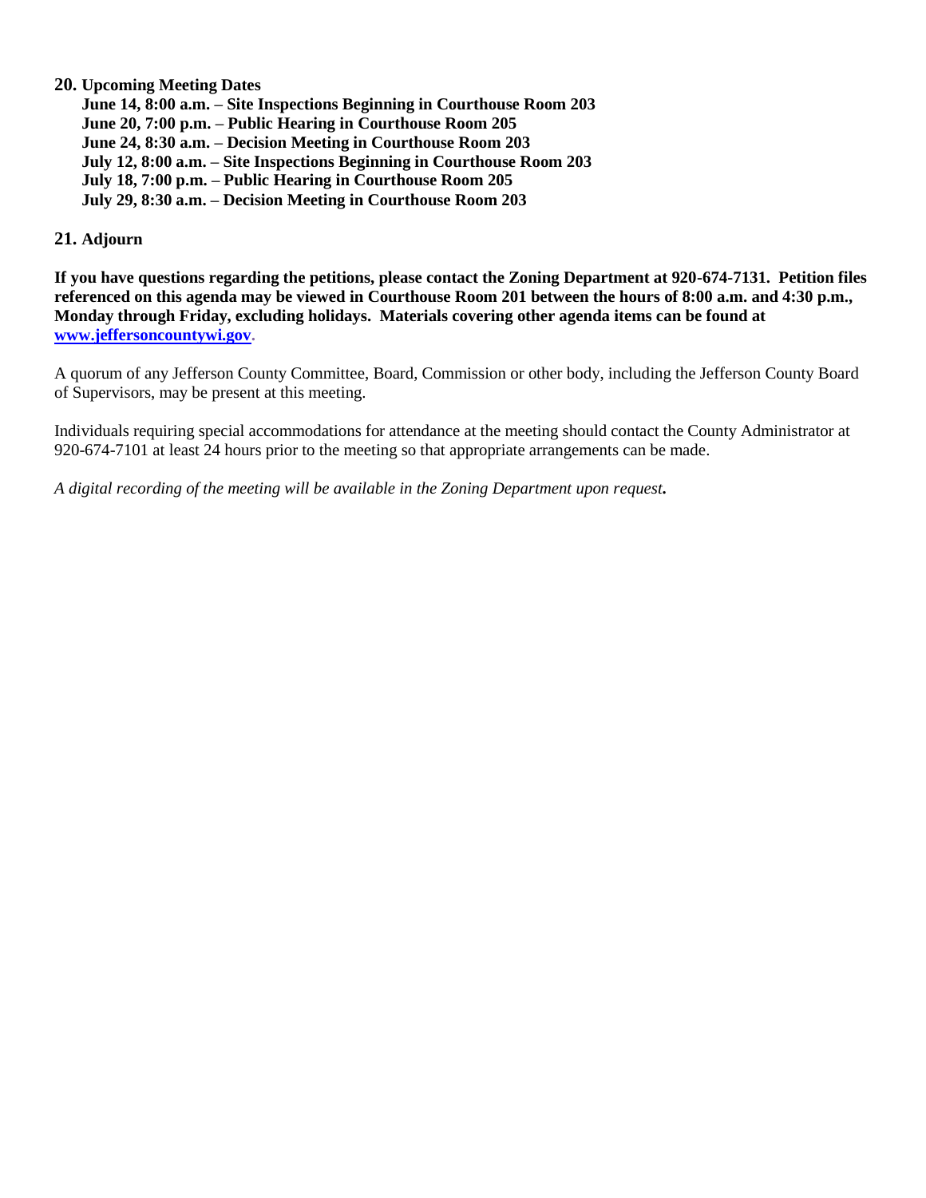**20. Upcoming Meeting Dates**

**June 14, 8:00 a.m. – Site Inspections Beginning in Courthouse Room 203**
**June 20, 7:00 p.m. – Public Hearing in Courthouse Room 205**
**June 24, 8:30 a.m. – Decision Meeting in Courthouse Room 203**
**July 12, 8:00 a.m. – Site Inspections Beginning in Courthouse Room 203**
**July 18, 7:00 p.m. – Public Hearing in Courthouse Room 205**
**July 29, 8:30 a.m. – Decision Meeting in Courthouse Room 203**

**21. Adjourn**

**If you have questions regarding the petitions, please contact the Zoning Department at 920-674-7131. Petition files referenced on this agenda may be viewed in Courthouse Room 201 between the hours of 8:00 a.m. and 4:30 p.m., Monday through Friday, excluding holidays. Materials covering other agenda items can be found at www.jeffersoncountywi.gov.**

A quorum of any Jefferson County Committee, Board, Commission or other body, including the Jefferson County Board of Supervisors, may be present at this meeting.

Individuals requiring special accommodations for attendance at the meeting should contact the County Administrator at 920-674-7101 at least 24 hours prior to the meeting so that appropriate arrangements can be made.

*A digital recording of the meeting will be available in the Zoning Department upon request.*